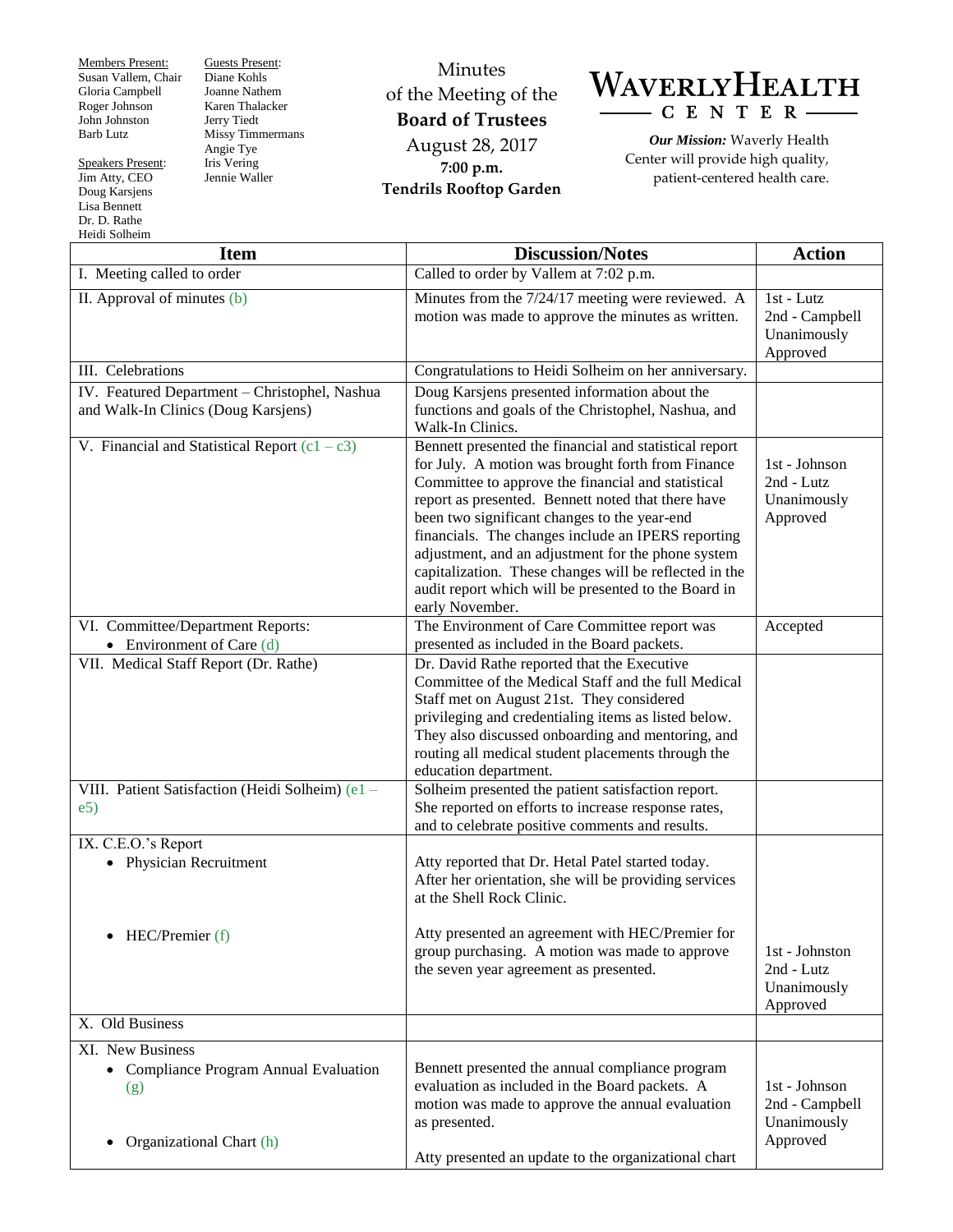Members Present:
Susan Vallem, Chair
Gloria Campbell
Roger Johnson
John Johnston
Barb Lutz

Speakers Present:
Jim Atty, CEO
Doug Karsjens
Lisa Bennett
Dr. D. Rathe
Heidi Solheim

Guests Present:
Diane Kohls
Joanne Nathem
Karen Thalacker
Jerry Tiedt
Missy Timmermans
Angie Tye
Iris Vering
Jennie Waller

Minutes
of the Meeting of the
**Board of Trustees**
August 28, 2017
**7:00 p.m.**
**Tendrils Rooftop Garden**

**WAVERLY HEALTH CENTER**

***Our Mission:*** Waverly Health Center will provide high quality, patient-centered health care.

| Item | Discussion/Notes | Action |
|---|---|---|
| I. Meeting called to order | Called to order by Vallem at 7:02 p.m. | |
| II. Approval of minutes (b) | Minutes from the 7/24/17 meeting were reviewed. A motion was made to approve the minutes as written. | 1st - Lutz<br>2nd - Campbell<br>Unanimously Approved |
| III. Celebrations | Congratulations to Heidi Solheim on her anniversary. | |
| IV. Featured Department – Christophel, Nashua and Walk-In Clinics (Doug Karsjens) | Doug Karsjens presented information about the functions and goals of the Christophel, Nashua, and Walk-In Clinics. | |
| V. Financial and Statistical Report (c1 – c3) | Bennett presented the financial and statistical report for July. A motion was brought forth from Finance Committee to approve the financial and statistical report as presented. Bennett noted that there have been two significant changes to the year-end financials. The changes include an IPERS reporting adjustment, and an adjustment for the phone system capitalization. These changes will be reflected in the audit report which will be presented to the Board in early November. | 1st - Johnson<br>2nd - Lutz<br>Unanimously Approved |
| VI. Committee/Department Reports:<br>• Environment of Care (d) | The Environment of Care Committee report was presented as included in the Board packets. | Accepted |
| VII. Medical Staff Report (Dr. Rathe) | Dr. David Rathe reported that the Executive Committee of the Medical Staff and the full Medical Staff met on August 21st. They considered privileging and credentialing items as listed below. They also discussed onboarding and mentoring, and routing all medical student placements through the education department. | |
| VIII. Patient Satisfaction (Heidi Solheim) (e1 – e5) | Solheim presented the patient satisfaction report. She reported on efforts to increase response rates, and to celebrate positive comments and results. | |
| IX. C.E.O.'s Report<br>• Physician Recruitment<br><br>• HEC/Premier (f) | Atty reported that Dr. Hetal Patel started today. After her orientation, she will be providing services at the Shell Rock Clinic.<br><br>Atty presented an agreement with HEC/Premier for group purchasing. A motion was made to approve the seven year agreement as presented. | <br><br><br>1st - Johnston<br>2nd - Lutz<br>Unanimously Approved |
| X. Old Business | | |
| XI. New Business<br>• Compliance Program Annual Evaluation (g)<br><br>• Organizational Chart (h) | Bennett presented the annual compliance program evaluation as included in the Board packets. A motion was made to approve the annual evaluation as presented.<br><br>Atty presented an update to the organizational chart | 1st - Johnson<br>2nd - Campbell<br>Unanimously Approved |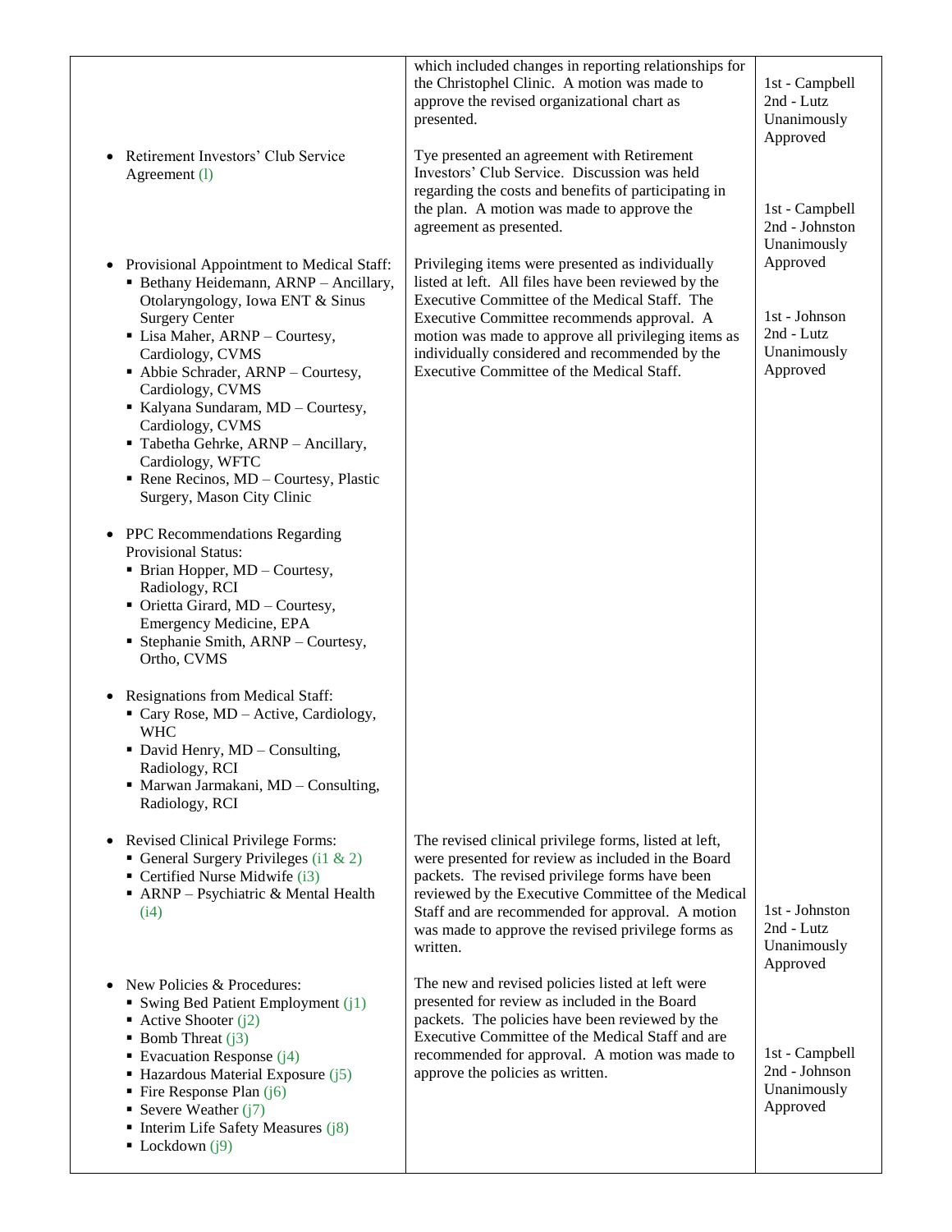| | | |
|---|---|---|
| | which included changes in reporting relationships for the Christophel Clinic. A motion was made to approve the revised organizational chart as presented. | 1st - Campbell<br>2nd - Lutz<br>Unanimously Approved |
| • Retirement Investors' Club Service Agreement (l) | Tye presented an agreement with Retirement Investors' Club Service. Discussion was held regarding the costs and benefits of participating in the plan. A motion was made to approve the agreement as presented. | 1st - Campbell<br>2nd - Johnston<br>Unanimously Approved |
| • Provisional Appointment to Medical Staff:<br>▪ Bethany Heidemann, ARNP – Ancillary, Otolaryngology, Iowa ENT & Sinus Surgery Center<br>▪ Lisa Maher, ARNP – Courtesy, Cardiology, CVMS<br>▪ Abbie Schrader, ARNP – Courtesy, Cardiology, CVMS<br>▪ Kalyana Sundaram, MD – Courtesy, Cardiology, CVMS<br>▪ Tabetha Gehrke, ARNP – Ancillary, Cardiology, WFTC<br>▪ Rene Recinos, MD – Courtesy, Plastic Surgery, Mason City Clinic<br><br>• PPC Recommendations Regarding Provisional Status:<br>▪ Brian Hopper, MD – Courtesy, Radiology, RCI<br>▪ Orietta Girard, MD – Courtesy, Emergency Medicine, EPA<br>▪ Stephanie Smith, ARNP – Courtesy, Ortho, CVMS<br><br>• Resignations from Medical Staff:<br>▪ Cary Rose, MD – Active, Cardiology, WHC<br>▪ David Henry, MD – Consulting, Radiology, RCI<br>▪ Marwan Jarmakani, MD – Consulting, Radiology, RCI | Privileging items were presented as individually listed at left. All files have been reviewed by the Executive Committee of the Medical Staff. The Executive Committee recommends approval. A motion was made to approve all privileging items as individually considered and recommended by the Executive Committee of the Medical Staff. | 1st - Johnson<br>2nd - Lutz<br>Unanimously Approved |
| • Revised Clinical Privilege Forms:<br>▪ General Surgery Privileges (i1 & 2)<br>▪ Certified Nurse Midwife (i3)<br>▪ ARNP – Psychiatric & Mental Health (i4) | The revised clinical privilege forms, listed at left, were presented for review as included in the Board packets. The revised privilege forms have been reviewed by the Executive Committee of the Medical Staff and are recommended for approval. A motion was made to approve the revised privilege forms as written. | 1st - Johnston<br>2nd - Lutz<br>Unanimously Approved |
| • New Policies & Procedures:<br>▪ Swing Bed Patient Employment (j1)<br>▪ Active Shooter (j2)<br>▪ Bomb Threat (j3)<br>▪ Evacuation Response (j4)<br>▪ Hazardous Material Exposure (j5)<br>▪ Fire Response Plan (j6)<br>▪ Severe Weather (j7)<br>▪ Interim Life Safety Measures (j8)<br>▪ Lockdown (j9) | The new and revised policies listed at left were presented for review as included in the Board packets. The policies have been reviewed by the Executive Committee of the Medical Staff and are recommended for approval. A motion was made to approve the policies as written. | 1st - Campbell<br>2nd - Johnson<br>Unanimously Approved |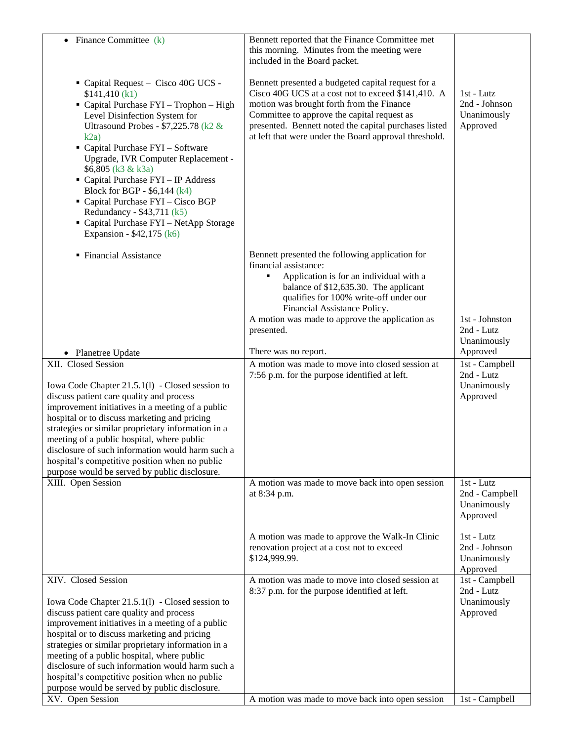| | | |
|---|---|---|
| • Finance Committee (k) | Bennett reported that the Finance Committee met this morning. Minutes from the meeting were included in the Board packet. | |
| ▪ Capital Request – Cisco 40G UCS - $141,410 (k1)<br>▪ Capital Purchase FYI – Trophon – High Level Disinfection System for Ultrasound Probes - $7,225.78 (k2 & k2a)<br>▪ Capital Purchase FYI – Software Upgrade, IVR Computer Replacement - $6,805 (k3 & k3a)<br>▪ Capital Purchase FYI – IP Address Block for BGP - $6,144 (k4)<br>▪ Capital Purchase FYI – Cisco BGP Redundancy - $43,711 (k5)<br>▪ Capital Purchase FYI – NetApp Storage Expansion - $42,175 (k6) | Bennett presented a budgeted capital request for a Cisco 40G UCS at a cost not to exceed $141,410. A motion was brought forth from the Finance Committee to approve the capital request as presented. Bennett noted the capital purchases listed at left that were under the Board approval threshold. | 1st - Lutz<br>2nd - Johnson<br>Unanimously Approved |
| ▪ Financial Assistance | Bennett presented the following application for financial assistance:<br>▪ Application is for an individual with a balance of $12,635.30. The applicant qualifies for 100% write-off under our Financial Assistance Policy.<br>A motion was made to approve the application as presented. | 1st - Johnston<br>2nd - Lutz<br>Unanimously Approved |
| • Planetree Update | There was no report. | |
| XII. Closed Session<br><br>Iowa Code Chapter 21.5.1(l) - Closed session to discuss patient care quality and process improvement initiatives in a meeting of a public hospital or to discuss marketing and pricing strategies or similar proprietary information in a meeting of a public hospital, where public disclosure of such information would harm such a hospital's competitive position when no public purpose would be served by public disclosure. | A motion was made to move into closed session at 7:56 p.m. for the purpose identified at left. | 1st - Campbell<br>2nd - Lutz<br>Unanimously Approved |
| XIII. Open Session | A motion was made to move back into open session at 8:34 p.m.<br><br>A motion was made to approve the Walk-In Clinic renovation project at a cost not to exceed $124,999.99. | 1st - Lutz<br>2nd - Campbell<br>Unanimously Approved<br><br>1st - Lutz<br>2nd - Johnson<br>Unanimously Approved |
| XIV. Closed Session<br><br>Iowa Code Chapter 21.5.1(l) - Closed session to discuss patient care quality and process improvement initiatives in a meeting of a public hospital or to discuss marketing and pricing strategies or similar proprietary information in a meeting of a public hospital, where public disclosure of such information would harm such a hospital's competitive position when no public purpose would be served by public disclosure. | A motion was made to move into closed session at 8:37 p.m. for the purpose identified at left. | 1st - Campbell<br>2nd - Lutz<br>Unanimously Approved |
| XV. Open Session | A motion was made to move back into open session | 1st - Campbell |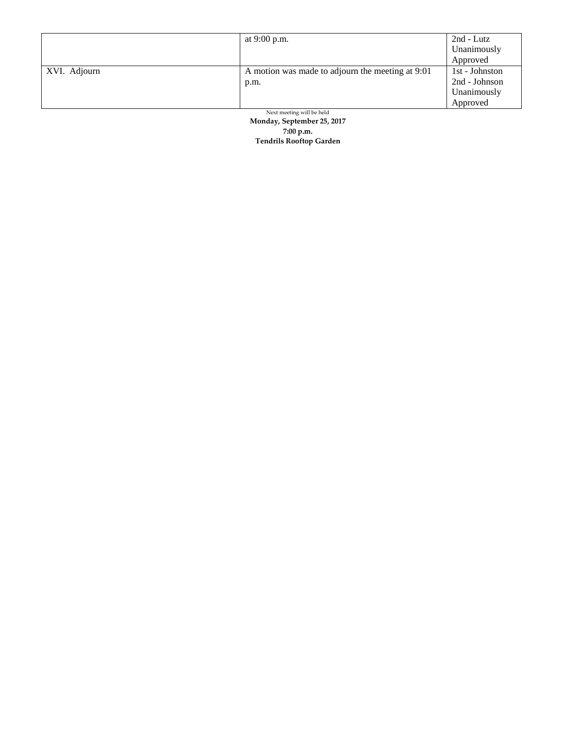| | | |
|---|---|---|
| | at 9:00 p.m. | 2nd - Lutz<br>Unanimously Approved |
| XVI. Adjourn | A motion was made to adjourn the meeting at 9:01 p.m. | 1st - Johnston<br>2nd - Johnson<br>Unanimously Approved |

Next meeting will be held

**Monday, September 25, 2017**

**7:00 p.m.**

**Tendrils Rooftop Garden**